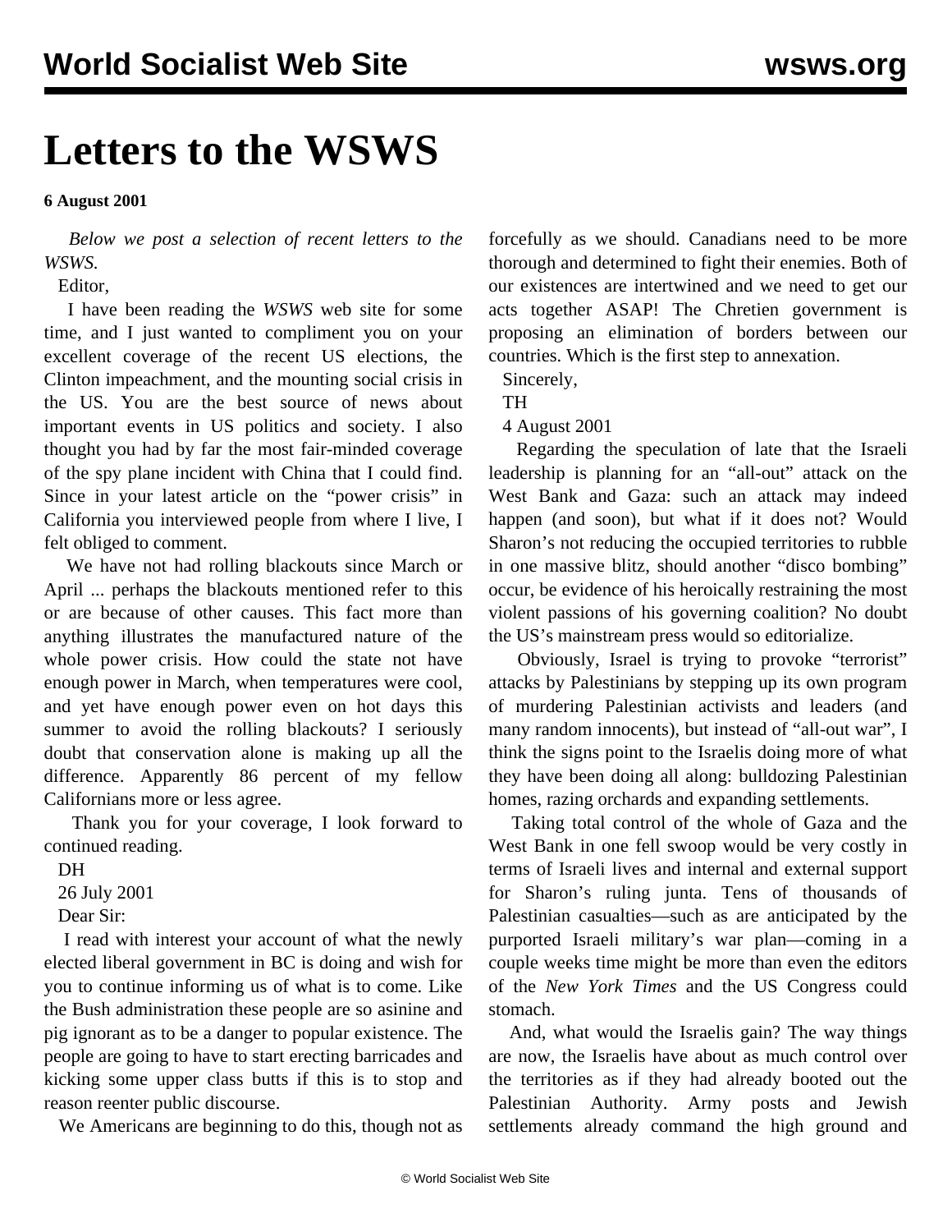# Letters to the WSWS

**6 August 2001**

*Below we post a selection of recent letters to the WSWS.*

Editor,

I have been reading the *WSWS* web site for some time, and I just wanted to compliment you on your excellent coverage of the recent US elections, the Clinton impeachment, and the mounting social crisis in the US. You are the best source of news about important events in US politics and society. I also thought you had by far the most fair-minded coverage of the spy plane incident with China that I could find. Since in your latest article on the "power crisis" in California you interviewed people from where I live, I felt obliged to comment.

We have not had rolling blackouts since March or April ... perhaps the blackouts mentioned refer to this or are because of other causes. This fact more than anything illustrates the manufactured nature of the whole power crisis. How could the state not have enough power in March, when temperatures were cool, and yet have enough power even on hot days this summer to avoid the rolling blackouts? I seriously doubt that conservation alone is making up all the difference. Apparently 86 percent of my fellow Californians more or less agree.

Thank you for your coverage, I look forward to continued reading.

DH

26 July 2001

Dear Sir:

I read with interest your account of what the newly elected liberal government in BC is doing and wish for you to continue informing us of what is to come. Like the Bush administration these people are so asinine and pig ignorant as to be a danger to popular existence. The people are going to have to start erecting barricades and kicking some upper class butts if this is to stop and reason reenter public discourse.

We Americans are beginning to do this, though not as forcefully as we should. Canadians need to be more thorough and determined to fight their enemies. Both of our existences are intertwined and we need to get our acts together ASAP! The Chretien government is proposing an elimination of borders between our countries. Which is the first step to annexation.

Sincerely,

TH

4 August 2001

Regarding the speculation of late that the Israeli leadership is planning for an "all-out" attack on the West Bank and Gaza: such an attack may indeed happen (and soon), but what if it does not? Would Sharon's not reducing the occupied territories to rubble in one massive blitz, should another "disco bombing" occur, be evidence of his heroically restraining the most violent passions of his governing coalition? No doubt the US's mainstream press would so editorialize.

Obviously, Israel is trying to provoke "terrorist" attacks by Palestinians by stepping up its own program of murdering Palestinian activists and leaders (and many random innocents), but instead of "all-out war", I think the signs point to the Israelis doing more of what they have been doing all along: bulldozing Palestinian homes, razing orchards and expanding settlements.

Taking total control of the whole of Gaza and the West Bank in one fell swoop would be very costly in terms of Israeli lives and internal and external support for Sharon's ruling junta. Tens of thousands of Palestinian casualties—such as are anticipated by the purported Israeli military's war plan—coming in a couple weeks time might be more than even the editors of the *New York Times* and the US Congress could stomach.

And, what would the Israelis gain? The way things are now, the Israelis have about as much control over the territories as if they had already booted out the Palestinian Authority. Army posts and Jewish settlements already command the high ground and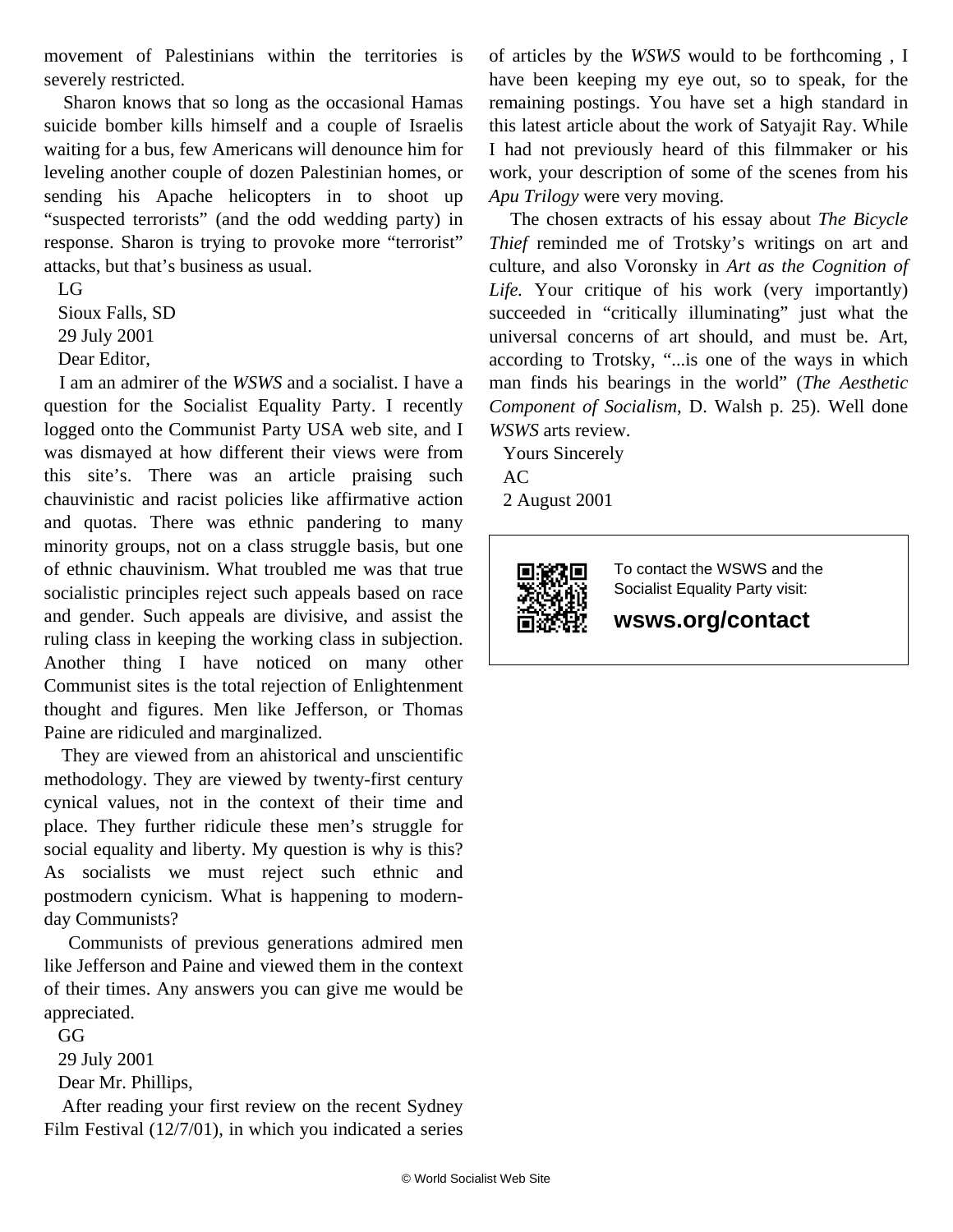movement of Palestinians within the territories is severely restricted.

Sharon knows that so long as the occasional Hamas suicide bomber kills himself and a couple of Israelis waiting for a bus, few Americans will denounce him for leveling another couple of dozen Palestinian homes, or sending his Apache helicopters in to shoot up “suspected terrorists” (and the odd wedding party) in response. Sharon is trying to provoke more “terrorist” attacks, but that’s business as usual.

LG

Sioux Falls, SD

29 July 2001

Dear Editor,

I am an admirer of the *WSWS* and a socialist. I have a question for the Socialist Equality Party. I recently logged onto the Communist Party USA web site, and I was dismayed at how different their views were from this site’s. There was an article praising such chauvinistic and racist policies like affirmative action and quotas. There was ethnic pandering to many minority groups, not on a class struggle basis, but one of ethnic chauvinism. What troubled me was that true socialistic principles reject such appeals based on race and gender. Such appeals are divisive, and assist the ruling class in keeping the working class in subjection. Another thing I have noticed on many other Communist sites is the total rejection of Enlightenment thought and figures. Men like Jefferson, or Thomas Paine are ridiculed and marginalized.

They are viewed from an ahistorical and unscientific methodology. They are viewed by twenty-first century cynical values, not in the context of their time and place. They further ridicule these men’s struggle for social equality and liberty. My question is why is this? As socialists we must reject such ethnic and postmodern cynicism. What is happening to modern-day Communists?

Communists of previous generations admired men like Jefferson and Paine and viewed them in the context of their times. Any answers you can give me would be appreciated.

GG

29 July 2001

Dear Mr. Phillips,

After reading your first review on the recent Sydney Film Festival (12/7/01), in which you indicated a series of articles by the *WSWS* would to be forthcoming , I have been keeping my eye out, so to speak, for the remaining postings. You have set a high standard in this latest article about the work of Satyajit Ray. While I had not previously heard of this filmmaker or his work, your description of some of the scenes from his *Apu Trilogy* were very moving.

The chosen extracts of his essay about *The Bicycle Thief* reminded me of Trotsky’s writings on art and culture, and also Voronsky in *Art as the Cognition of Life.* Your critique of his work (very importantly) succeeded in “critically illuminating” just what the universal concerns of art should, and must be. Art, according to Trotsky, “...is one of the ways in which man finds his bearings in the world” (*The Aesthetic Component of Socialism*, D. Walsh p. 25). Well done *WSWS* arts review.

Yours Sincerely

AC

2 August 2001

To contact the WSWS and the Socialist Equality Party visit:

**wsws.org/contact**